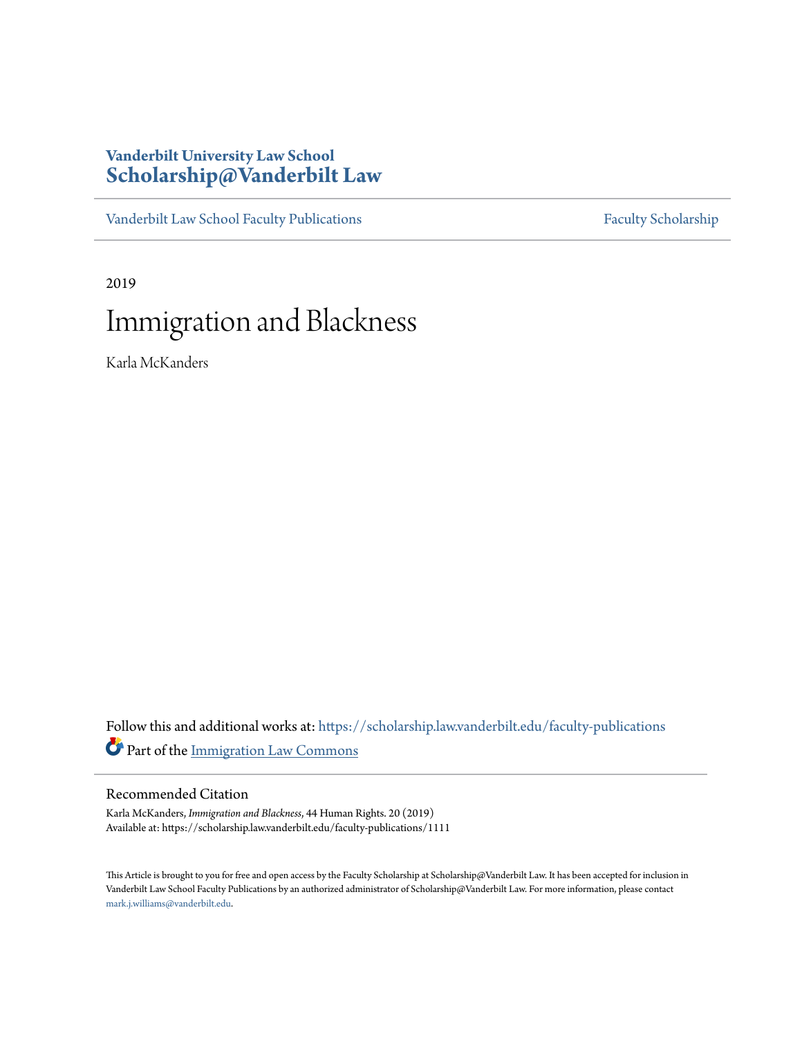Vanderbilt University Law School
**Scholarship@Vanderbilt Law**

Vanderbilt Law School Faculty Publications | Faculty Scholarship

2019

# Immigration and Blackness

Karla McKanders

Follow this and additional works at: https://scholarship.law.vanderbilt.edu/faculty-publications

Part of the Immigration Law Commons

## Recommended Citation

Karla McKanders, *Immigration and Blackness*, 44 Human Rights. 20 (2019)
Available at: https://scholarship.law.vanderbilt.edu/faculty-publications/1111

This Article is brought to you for free and open access by the Faculty Scholarship at Scholarship@Vanderbilt Law. It has been accepted for inclusion in Vanderbilt Law School Faculty Publications by an authorized administrator of Scholarship@Vanderbilt Law. For more information, please contact mark.j.williams@vanderbilt.edu.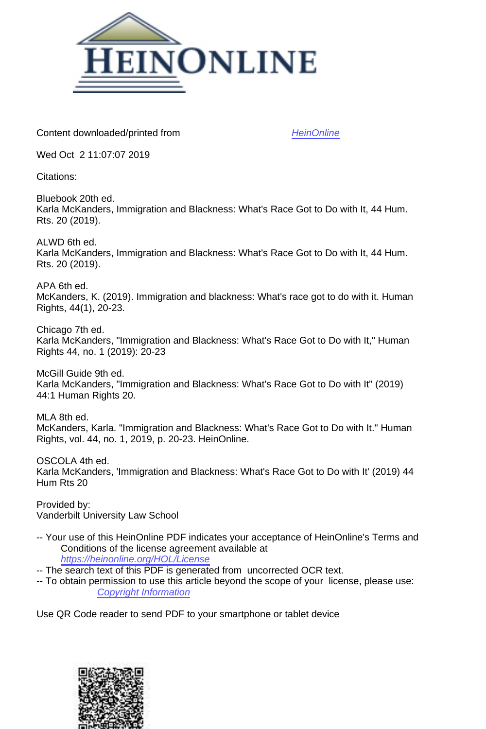Content downloaded/printed from HeinOnline

Wed Oct 2 11:07:07 2019

Citations:

Bluebook 20th ed.
Karla McKanders, Immigration and Blackness: What's Race Got to Do with It, 44 Hum. Rts. 20 (2019).

ALWD 6th ed.
Karla McKanders, Immigration and Blackness: What's Race Got to Do with It, 44 Hum. Rts. 20 (2019).

APA 6th ed.
McKanders, K. (2019). Immigration and blackness: What's race got to do with it. Human Rights, 44(1), 20-23.

Chicago 7th ed.
Karla McKanders, "Immigration and Blackness: What's Race Got to Do with It," Human Rights 44, no. 1 (2019): 20-23

McGill Guide 9th ed.
Karla McKanders, "Immigration and Blackness: What's Race Got to Do with It" (2019) 44:1 Human Rights 20.

MLA 8th ed.
McKanders, Karla. "Immigration and Blackness: What's Race Got to Do with It." Human Rights, vol. 44, no. 1, 2019, p. 20-23. HeinOnline.

OSCOLA 4th ed.
Karla McKanders, 'Immigration and Blackness: What's Race Got to Do with It' (2019) 44 Hum Rts 20

Provided by:
Vanderbilt University Law School

-- Your use of this HeinOnline PDF indicates your acceptance of HeinOnline's Terms and Conditions of the license agreement available at https://heinonline.org/HOL/License

-- The search text of this PDF is generated from uncorrected OCR text.

-- To obtain permission to use this article beyond the scope of your license, please use: Copyright Information

Use QR Code reader to send PDF to your smartphone or tablet device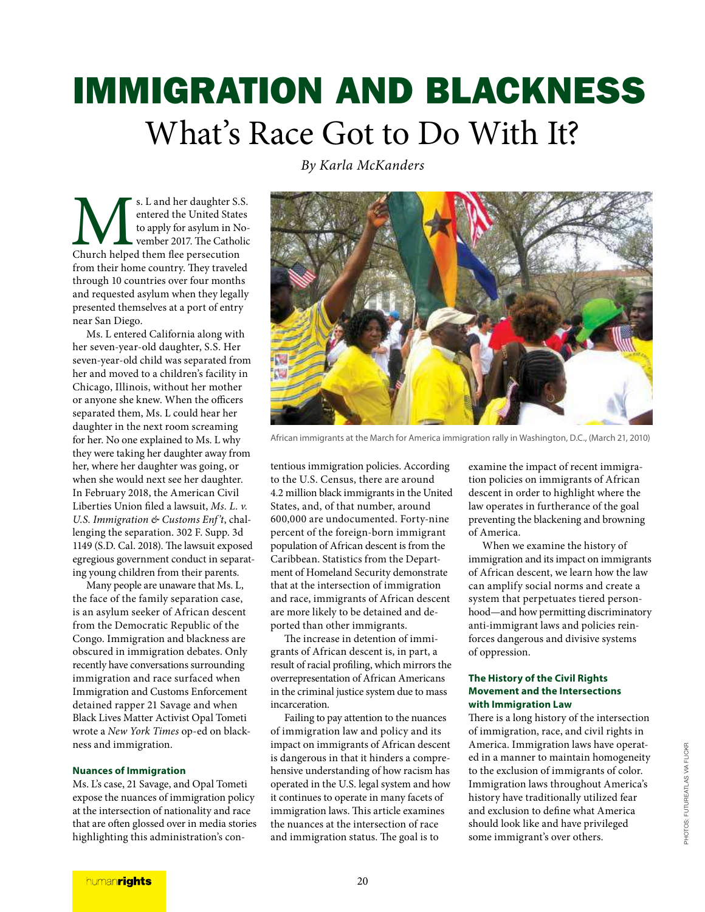# IMMIGRATION AND BLACKNESS

## What's Race Got to Do With It?

*By Karla McKanders*

Ms. L and her daughter S.S. entered the United States to apply for asylum in November 2017. The Catholic Church helped them flee persecution from their home country. They traveled through 10 countries over four months and requested asylum when they legally presented themselves at a port of entry near San Diego.

Ms. L entered California along with her seven-year-old daughter, S.S. Her seven-year-old child was separated from her and moved to a children's facility in Chicago, Illinois, without her mother or anyone she knew. When the officers separated them, Ms. L could hear her daughter in the next room screaming for her. No one explained to Ms. L why they were taking her daughter away from her, where her daughter was going, or when she would next see her daughter. In February 2018, the American Civil Liberties Union filed a lawsuit, *Ms. L. v. U.S. Immigration & Customs Enf't*, challenging the separation. 302 F. Supp. 3d 1149 (S.D. Cal. 2018). The lawsuit exposed egregious government conduct in separating young children from their parents.

Many people are unaware that Ms. L, the face of the family separation case, is an asylum seeker of African descent from the Democratic Republic of the Congo. Immigration and blackness are obscured in immigration debates. Only recently have conversations surrounding immigration and race surfaced when Immigration and Customs Enforcement detained rapper 21 Savage and when Black Lives Matter Activist Opal Tometi wrote a *New York Times* op-ed on blackness and immigration.

African immigrants at the March for America immigration rally in Washington, D.C., (March 21, 2010)

### Nuances of Immigration

Ms. L's case, 21 Savage, and Opal Tometi expose the nuances of immigration policy at the intersection of nationality and race that are often glossed over in media stories highlighting this administration's contentious immigration policies. According to the U.S. Census, there are around 4.2 million black immigrants in the United States, and, of that number, around 600,000 are undocumented. Forty-nine percent of the foreign-born immigrant population of African descent is from the Caribbean. Statistics from the Department of Homeland Security demonstrate that at the intersection of immigration and race, immigrants of African descent are more likely to be detained and deported than other immigrants.

The increase in detention of immigrants of African descent is, in part, a result of racial profiling, which mirrors the overrepresentation of African Americans in the criminal justice system due to mass incarceration.

Failing to pay attention to the nuances of immigration law and policy and its impact on immigrants of African descent is dangerous in that it hinders a comprehensive understanding of how racism has operated in the U.S. legal system and how it continues to operate in many facets of immigration laws. This article examines the nuances at the intersection of race and immigration status. The goal is to examine the impact of recent immigration policies on immigrants of African descent in order to highlight where the law operates in furtherance of the goal preventing the blackening and browning of America.

When we examine the history of immigration and its impact on immigrants of African descent, we learn how the law can amplify social norms and create a system that perpetuates tiered personhood—and how permitting discriminatory anti-immigrant laws and policies reinforces dangerous and divisive systems of oppression.

### The History of the Civil Rights Movement and the Intersections with Immigration Law

There is a long history of the intersection of immigration, race, and civil rights in America. Immigration laws have operated in a manner to maintain homogeneity to the exclusion of immigrants of color. Immigration laws throughout America's history have traditionally utilized fear and exclusion to define what America should look like and have privileged some immigrant's over others.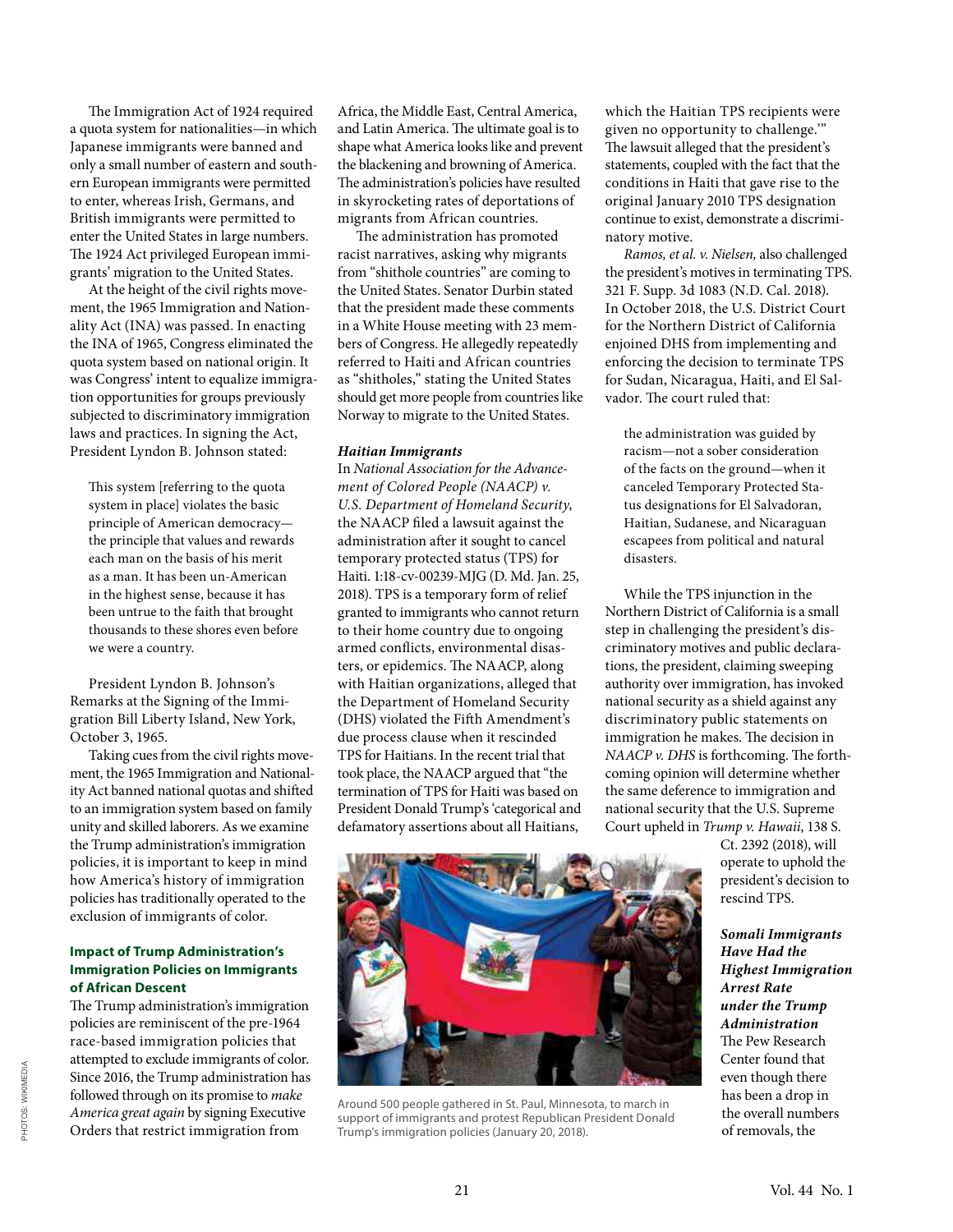The Immigration Act of 1924 required a quota system for nationalities—in which Japanese immigrants were banned and only a small number of eastern and southern European immigrants were permitted to enter, whereas Irish, Germans, and British immigrants were permitted to enter the United States in large numbers. The 1924 Act privileged European immigrants' migration to the United States.

At the height of the civil rights movement, the 1965 Immigration and Nationality Act (INA) was passed. In enacting the INA of 1965, Congress eliminated the quota system based on national origin. It was Congress' intent to equalize immigration opportunities for groups previously subjected to discriminatory immigration laws and practices. In signing the Act, President Lyndon B. Johnson stated:

> This system [referring to the quota system in place] violates the basic principle of American democracy—the principle that values and rewards each man on the basis of his merit as a man. It has been un-American in the highest sense, because it has been untrue to the faith that brought thousands to these shores even before we were a country.

President Lyndon B. Johnson's Remarks at the Signing of the Immigration Bill Liberty Island, New York, October 3, 1965.

Taking cues from the civil rights movement, the 1965 Immigration and Nationality Act banned national quotas and shifted to an immigration system based on family unity and skilled laborers. As we examine the Trump administration's immigration policies, it is important to keep in mind how America's history of immigration policies has traditionally operated to the exclusion of immigrants of color.

### Impact of Trump Administration's Immigration Policies on Immigrants of African Descent

The Trump administration's immigration policies are reminiscent of the pre-1964 race-based immigration policies that attempted to exclude immigrants of color. Since 2016, the Trump administration has followed through on its promise to *make America great again* by signing Executive Orders that restrict immigration from Africa, the Middle East, Central America, and Latin America. The ultimate goal is to shape what America looks like and prevent the blackening and browning of America. The administration's policies have resulted in skyrocketing rates of deportations of migrants from African countries.

The administration has promoted racist narratives, asking why migrants from "shithole countries" are coming to the United States. Senator Durbin stated that the president made these comments in a White House meeting with 23 members of Congress. He allegedly repeatedly referred to Haiti and African countries as "shitholes," stating the United States should get more people from countries like Norway to migrate to the United States.

#### *Haitian Immigrants*

In *National Association for the Advancement of Colored People (NAACP) v. U.S. Department of Homeland Security*, the NAACP filed a lawsuit against the administration after it sought to cancel temporary protected status (TPS) for Haiti. 1:18-cv-00239-MJG (D. Md. Jan. 25, 2018). TPS is a temporary form of relief granted to immigrants who cannot return to their home country due to ongoing armed conflicts, environmental disasters, or epidemics. The NAACP, along with Haitian organizations, alleged that the Department of Homeland Security (DHS) violated the Fifth Amendment's due process clause when it rescinded TPS for Haitians. In the recent trial that took place, the NAACP argued that "the termination of TPS for Haiti was based on President Donald Trump's 'categorical and defamatory assertions about all Haitians, which the Haitian TPS recipients were given no opportunity to challenge.'" The lawsuit alleged that the president's statements, coupled with the fact that the conditions in Haiti that gave rise to the original January 2010 TPS designation continue to exist, demonstrate a discriminatory motive.

*Ramos, et al. v. Nielsen,* also challenged the president's motives in terminating TPS. 321 F. Supp. 3d 1083 (N.D. Cal. 2018). In October 2018, the U.S. District Court for the Northern District of California enjoined DHS from implementing and enforcing the decision to terminate TPS for Sudan, Nicaragua, Haiti, and El Salvador. The court ruled that:

> the administration was guided by racism—not a sober consideration of the facts on the ground—when it canceled Temporary Protected Status designations for El Salvadoran, Haitian, Sudanese, and Nicaraguan escapees from political and natural disasters.

While the TPS injunction in the Northern District of California is a small step in challenging the president's discriminatory motives and public declarations, the president, claiming sweeping authority over immigration, has invoked national security as a shield against any discriminatory public statements on immigration he makes. The decision in *NAACP v. DHS* is forthcoming. The forthcoming opinion will determine whether the same deference to immigration and national security that the U.S. Supreme Court upheld in *Trump v. Hawaii*, 138 S. Ct. 2392 (2018), will operate to uphold the president's decision to rescind TPS.

Around 500 people gathered in St. Paul, Minnesota, to march in support of immigrants and protest Republican President Donald Trump's immigration policies (January 20, 2018).

#### *Somali Immigrants Have Had the Highest Immigration Arrest Rate under the Trump Administration*

The Pew Research Center found that even though there has been a drop in the overall numbers of removals, the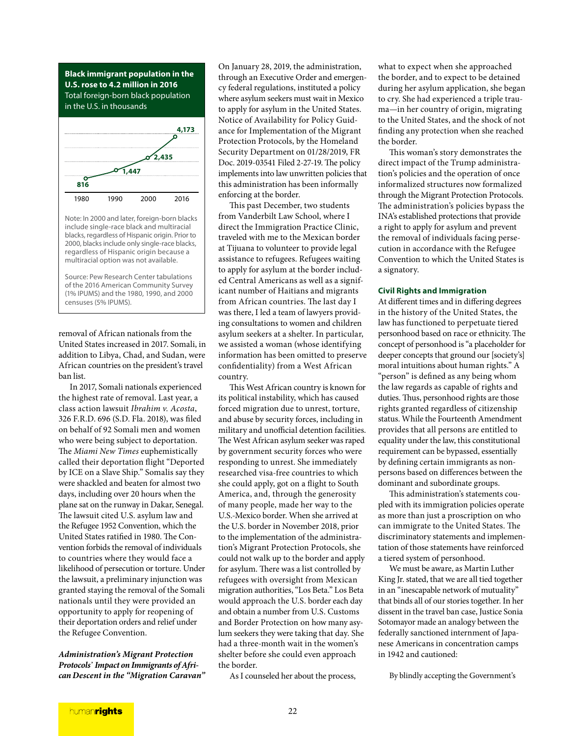**Black immigrant population in the U.S. rose to 4.2 million in 2016**
Total foreign-born black population in the U.S. in thousands

| Year | Population (thousands) |
|---|---|
| 1980 | 816 |
| 1990 | 1,447 |
| 2000 | 2,435 |
| 2016 | 4,173 |

Note: In 2000 and later, foreign-born blacks include single-race black and multiracial blacks, regardless of Hispanic origin. Prior to 2000, blacks include only single-race blacks, regardless of Hispanic origin because a multiracial option was not available.

Source: Pew Research Center tabulations of the 2016 American Community Survey (1% IPUMS) and the 1980, 1990, and 2000 censuses (5% IPUMS).

removal of African nationals from the United States increased in 2017. Somali, in addition to Libya, Chad, and Sudan, were African countries on the president's travel ban list.

In 2017, Somali nationals experienced the highest rate of removal. Last year, a class action lawsuit *Ibrahim v. Acosta*, 326 F.R.D. 696 (S.D. Fla. 2018), was filed on behalf of 92 Somali men and women who were being subject to deportation. The *Miami New Times* euphemistically called their deportation flight "Deported by ICE on a Slave Ship." Somalis say they were shackled and beaten for almost two days, including over 20 hours when the plane sat on the runway in Dakar, Senegal. The lawsuit cited U.S. asylum law and the Refugee 1952 Convention, which the United States ratified in 1980. The Convention forbids the removal of individuals to countries where they would face a likelihood of persecution or torture. Under the lawsuit, a preliminary injunction was granted staying the removal of the Somali nationals until they were provided an opportunity to apply for reopening of their deportation orders and relief under the Refugee Convention.

### *Administration's Migrant Protection Protocols' Impact on Immigrants of African Descent in the "Migration Caravan"*

On January 28, 2019, the administration, through an Executive Order and emergency federal regulations, instituted a policy where asylum seekers must wait in Mexico to apply for asylum in the United States. Notice of Availability for Policy Guidance for Implementation of the Migrant Protection Protocols, by the Homeland Security Department on 01/28/2019, FR Doc. 2019-03541 Filed 2-27-19. The policy implements into law unwritten policies that this administration has been informally enforcing at the border.

This past December, two students from Vanderbilt Law School, where I direct the Immigration Practice Clinic, traveled with me to the Mexican border at Tijuana to volunteer to provide legal assistance to refugees. Refugees waiting to apply for asylum at the border included Central Americans as well as a significant number of Haitians and migrants from African countries. The last day I was there, I led a team of lawyers providing consultations to women and children asylum seekers at a shelter. In particular, we assisted a woman (whose identifying information has been omitted to preserve confidentiality) from a West African country.

This West African country is known for its political instability, which has caused forced migration due to unrest, torture, and abuse by security forces, including in military and unofficial detention facilities. The West African asylum seeker was raped by government security forces who were responding to unrest. She immediately researched visa-free countries to which she could apply, got on a flight to South America, and, through the generosity of many people, made her way to the U.S.-Mexico border. When she arrived at the U.S. border in November 2018, prior to the implementation of the administration's Migrant Protection Protocols, she could not walk up to the border and apply for asylum. There was a list controlled by refugees with oversight from Mexican migration authorities, "Los Beta." Los Beta would approach the U.S. border each day and obtain a number from U.S. Customs and Border Protection on how many asylum seekers they were taking that day. She had a three-month wait in the women's shelter before she could even approach the border.

As I counseled her about the process, what to expect when she approached the border, and to expect to be detained during her asylum application, she began to cry. She had experienced a triple trauma—in her country of origin, migrating to the United States, and the shock of not finding any protection when she reached the border.

This woman's story demonstrates the direct impact of the Trump administration's policies and the operation of once informalized structures now formalized through the Migrant Protection Protocols. The administration's policies bypass the INA's established protections that provide a right to apply for asylum and prevent the removal of individuals facing persecution in accordance with the Refugee Convention to which the United States is a signatory.

### Civil Rights and Immigration

At different times and in differing degrees in the history of the United States, the law has functioned to perpetuate tiered personhood based on race or ethnicity. The concept of personhood is "a placeholder for deeper concepts that ground our [society's] moral intuitions about human rights." A "person" is defined as any being whom the law regards as capable of rights and duties. Thus, personhood rights are those rights granted regardless of citizenship status. While the Fourteenth Amendment provides that all persons are entitled to equality under the law, this constitutional requirement can be bypassed, essentially by defining certain immigrants as non-persons based on differences between the dominant and subordinate groups.

This administration's statements coupled with its immigration policies operate as more than just a proscription on who can immigrate to the United States. The discriminatory statements and implementation of those statements have reinforced a tiered system of personhood.

We must be aware, as Martin Luther King Jr. stated, that we are all tied together in an "inescapable network of mutuality" that binds all of our stories together. In her dissent in the travel ban case, Justice Sonia Sotomayor made an analogy between the federally sanctioned internment of Japanese Americans in concentration camps in 1942 and cautioned:

> By blindly accepting the Government's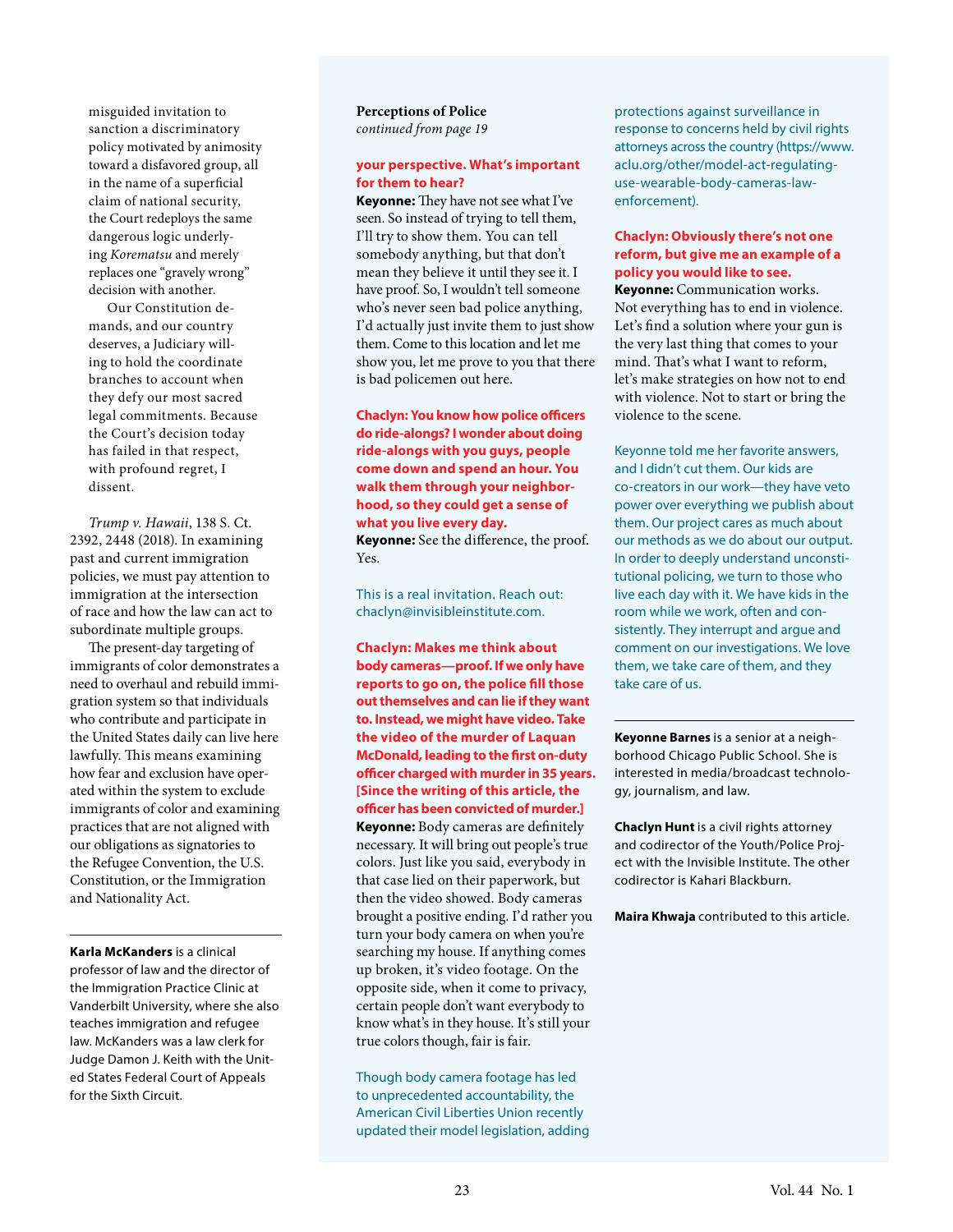misguided invitation to sanction a discriminatory policy motivated by animosity toward a disfavored group, all in the name of a superficial claim of national security, the Court redeploys the same dangerous logic underlying *Korematsu* and merely replaces one "gravely wrong" decision with another.

Our Constitution demands, and our country deserves, a Judiciary willing to hold the coordinate branches to account when they defy our most sacred legal commitments. Because the Court's decision today has failed in that respect, with profound regret, I dissent.

*Trump v. Hawaii*, 138 S. Ct. 2392, 2448 (2018). In examining past and current immigration policies, we must pay attention to immigration at the intersection of race and how the law can act to subordinate multiple groups.

The present-day targeting of immigrants of color demonstrates a need to overhaul and rebuild immigration system so that individuals who contribute and participate in the United States daily can live here lawfully. This means examining how fear and exclusion have operated within the system to exclude immigrants of color and examining practices that are not aligned with our obligations as signatories to the Refugee Convention, the U.S. Constitution, or the Immigration and Nationality Act.

---

**Karla McKanders** is a clinical professor of law and the director of the Immigration Practice Clinic at Vanderbilt University, where she also teaches immigration and refugee law. McKanders was a law clerk for Judge Damon J. Keith with the United States Federal Court of Appeals for the Sixth Circuit.

**Perceptions of Police**
*continued from page 19*

**your perspective. What's important for them to hear?**

**Keyonne:** They have not see what I've seen. So instead of trying to tell them, I'll try to show them. You can tell somebody anything, but that don't mean they believe it until they see it. I have proof. So, I wouldn't tell someone who's never seen bad police anything, I'd actually just invite them to just show them. Come to this location and let me show you, let me prove to you that there is bad policemen out here.

**Chaclyn: You know how police officers do ride-alongs? I wonder about doing ride-alongs with you guys, people come down and spend an hour. You walk them through your neighborhood, so they could get a sense of what you live every day.**

**Keyonne:** See the difference, the proof. Yes.

This is a real invitation. Reach out: chaclyn@invisibleinstitute.com.

**Chaclyn: Makes me think about body cameras—proof. If we only have reports to go on, the police fill those out themselves and can lie if they want to. Instead, we might have video. Take the video of the murder of Laquan McDonald, leading to the first on-duty officer charged with murder in 35 years. [Since the writing of this article, the officer has been convicted of murder.]**

**Keyonne:** Body cameras are definitely necessary. It will bring out people's true colors. Just like you said, everybody in that case lied on their paperwork, but then the video showed. Body cameras brought a positive ending. I'd rather you turn your body camera on when you're searching my house. If anything comes up broken, it's video footage. On the opposite side, when it come to privacy, certain people don't want everybody to know what's in they house. It's still your true colors though, fair is fair.

Though body camera footage has led to unprecedented accountability, the American Civil Liberties Union recently updated their model legislation, adding protections against surveillance in response to concerns held by civil rights attorneys across the country (https://www.aclu.org/other/model-act-regulating-use-wearable-body-cameras-law-enforcement).

**Chaclyn: Obviously there's not one reform, but give me an example of a policy you would like to see.**

**Keyonne:** Communication works. Not everything has to end in violence. Let's find a solution where your gun is the very last thing that comes to your mind. That's what I want to reform, let's make strategies on how not to end with violence. Not to start or bring the violence to the scene.

Keyonne told me her favorite answers, and I didn't cut them. Our kids are co-creators in our work—they have veto power over everything we publish about them. Our project cares as much about our methods as we do about our output. In order to deeply understand unconstitutional policing, we turn to those who live each day with it. We have kids in the room while we work, often and consistently. They interrupt and argue and comment on our investigations. We love them, we take care of them, and they take care of us.

---

**Keyonne Barnes** is a senior at a neighborhood Chicago Public School. She is interested in media/broadcast technology, journalism, and law.

**Chaclyn Hunt** is a civil rights attorney and codirector of the Youth/Police Project with the Invisible Institute. The other codirector is Kahari Blackburn.

**Maira Khwaja** contributed to this article.